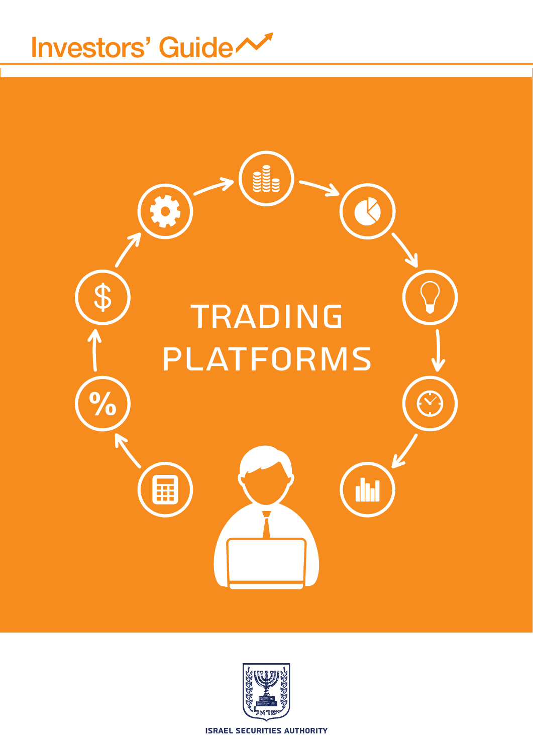# Investors' Guide

# TRADING PLATFORMS

ISRAEL SECURITIES AUTHORITY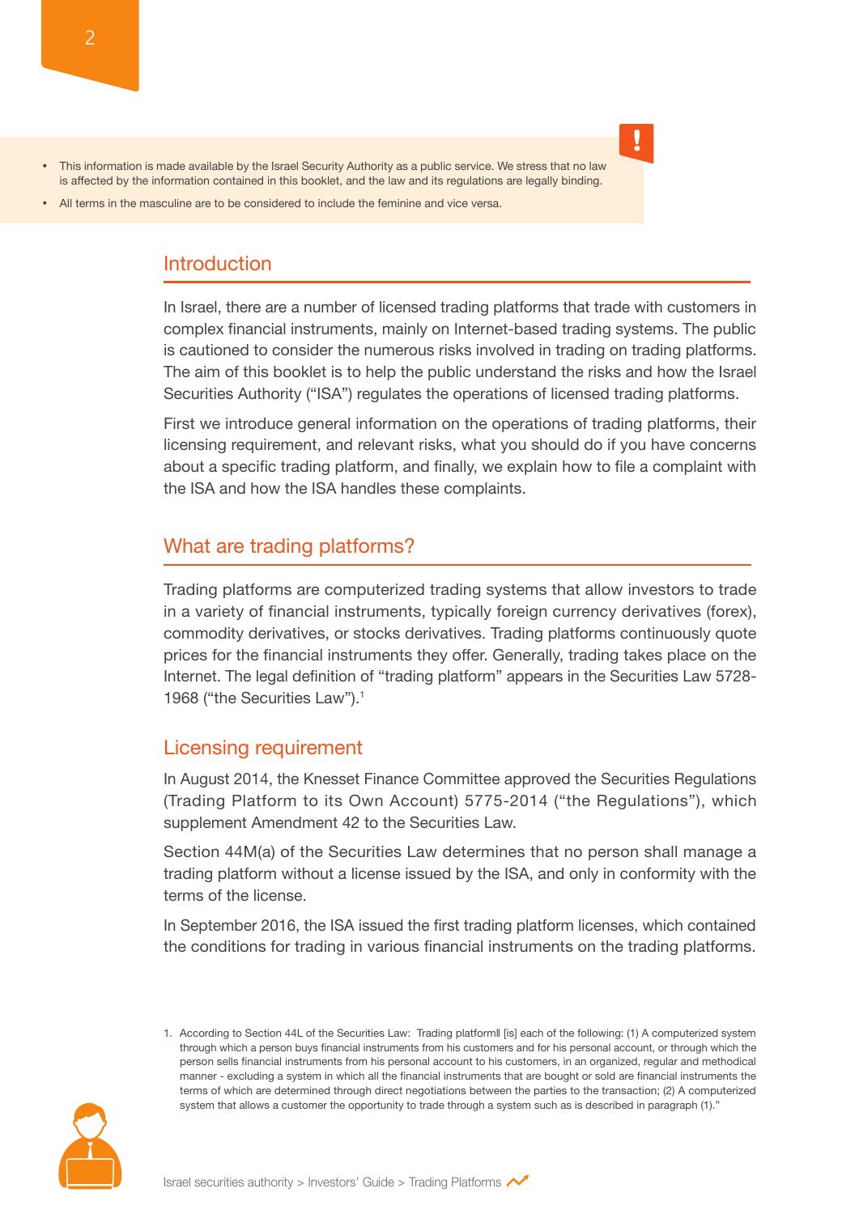- This information is made available by the Israel Security Authority as a public service. We stress that no law is affected by the information contained in this booklet, and the law and its regulations are legally binding.
- All terms in the masculine are to be considered to include the feminine and vice versa.

## Introduction

In Israel, there are a number of licensed trading platforms that trade with customers in complex financial instruments, mainly on Internet-based trading systems. The public is cautioned to consider the numerous risks involved in trading on trading platforms. The aim of this booklet is to help the public understand the risks and how the Israel Securities Authority ("ISA") regulates the operations of licensed trading platforms.

First we introduce general information on the operations of trading platforms, their licensing requirement, and relevant risks, what you should do if you have concerns about a specific trading platform, and finally, we explain how to file a complaint with the ISA and how the ISA handles these complaints.

## What are trading platforms?

Trading platforms are computerized trading systems that allow investors to trade in a variety of financial instruments, typically foreign currency derivatives (forex), commodity derivatives, or stocks derivatives. Trading platforms continuously quote prices for the financial instruments they offer. Generally, trading takes place on the Internet. The legal definition of "trading platform" appears in the Securities Law 5728-1968 ("the Securities Law").[1]

## Licensing requirement

In August 2014, the Knesset Finance Committee approved the Securities Regulations (Trading Platform to its Own Account) 5775-2014 ("the Regulations"), which supplement Amendment 42 to the Securities Law.

Section 44M(a) of the Securities Law determines that no person shall manage a trading platform without a license issued by the ISA, and only in conformity with the terms of the license.

In September 2016, the ISA issued the first trading platform licenses, which contained the conditions for trading in various financial instruments on the trading platforms.

1. According to Section 44L of the Securities Law: Trading platform‖ [is] each of the following: (1) A computerized system through which a person buys financial instruments from his customers and for his personal account, or through which the person sells financial instruments from his personal account to his customers, in an organized, regular and methodical manner - excluding a system in which all the financial instruments that are bought or sold are financial instruments the terms of which are determined through direct negotiations between the parties to the transaction; (2) A computerized system that allows a customer the opportunity to trade through a system such as is described in paragraph (1)."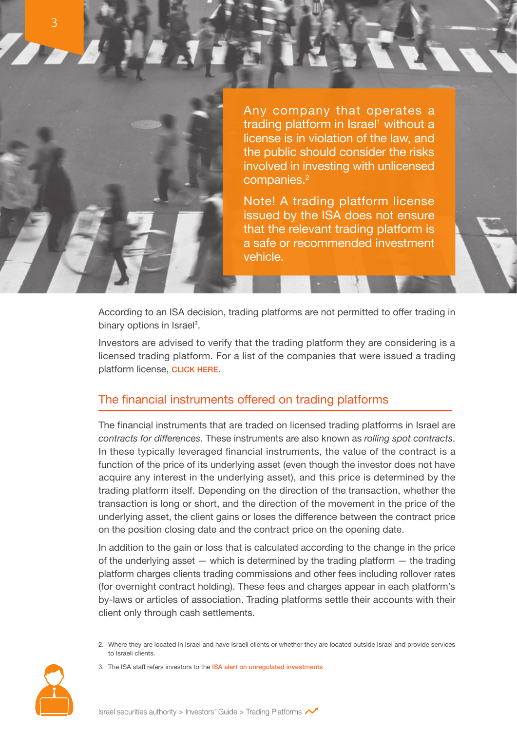Any company that operates a trading platform in Israel[1] without a license is in violation of the law, and the public should consider the risks involved in investing with unlicensed companies.[2]

Note! A trading platform license issued by the ISA does not ensure that the relevant trading platform is a safe or recommended investment vehicle.

According to an ISA decision, trading platforms are not permitted to offer trading in binary options in Israel[3].

Investors are advised to verify that the trading platform they are considering is a licensed trading platform. For a list of the companies that were issued a trading platform license, CLICK HERE.

## The financial instruments offered on trading platforms

The financial instruments that are traded on licensed trading platforms in Israel are *contracts for differences*. These instruments are also known as *rolling spot contracts*. In these typically leveraged financial instruments, the value of the contract is a function of the price of its underlying asset (even though the investor does not have acquire any interest in the underlying asset), and this price is determined by the trading platform itself. Depending on the direction of the transaction, whether the transaction is long or short, and the direction of the movement in the price of the underlying asset, the client gains or loses the difference between the contract price on the position closing date and the contract price on the opening date.

In addition to the gain or loss that is calculated according to the change in the price of the underlying asset — which is determined by the trading platform — the trading platform charges clients trading commissions and other fees including rollover rates (for overnight contract holding). These fees and charges appear in each platform's by-laws or articles of association. Trading platforms settle their accounts with their client only through cash settlements.

2. Where they are located in Israel and have Israeli clients or whether they are located outside Israel and provide services to Israeli clients.

3. The ISA staff refers investors to the ISA alert on unregulated investments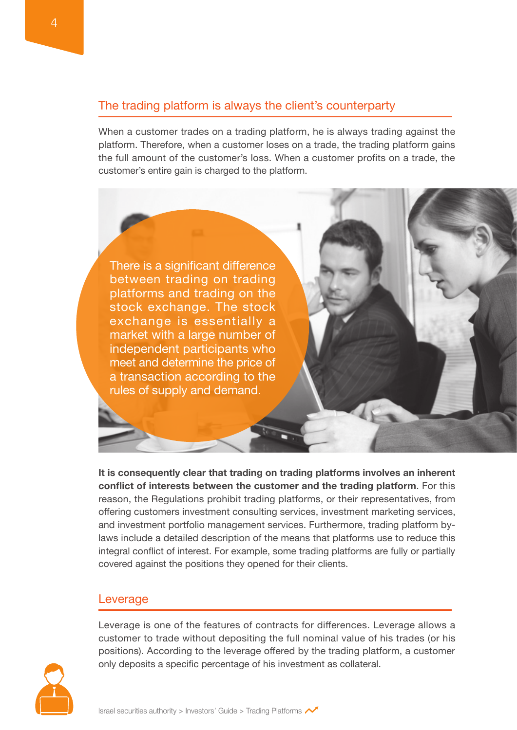## The trading platform is always the client's counterparty

When a customer trades on a trading platform, he is always trading against the platform. Therefore, when a customer loses on a trade, the trading platform gains the full amount of the customer's loss. When a customer profits on a trade, the customer's entire gain is charged to the platform.

There is a significant difference between trading on trading platforms and trading on the stock exchange. The stock exchange is essentially a market with a large number of independent participants who meet and determine the price of a transaction according to the rules of supply and demand.

**It is consequently clear that trading on trading platforms involves an inherent conflict of interests between the customer and the trading platform**. For this reason, the Regulations prohibit trading platforms, or their representatives, from offering customers investment consulting services, investment marketing services, and investment portfolio management services. Furthermore, trading platform by-laws include a detailed description of the means that platforms use to reduce this integral conflict of interest. For example, some trading platforms are fully or partially covered against the positions they opened for their clients.

## Leverage

Leverage is one of the features of contracts for differences. Leverage allows a customer to trade without depositing the full nominal value of his trades (or his positions). According to the leverage offered by the trading platform, a customer only deposits a specific percentage of his investment as collateral.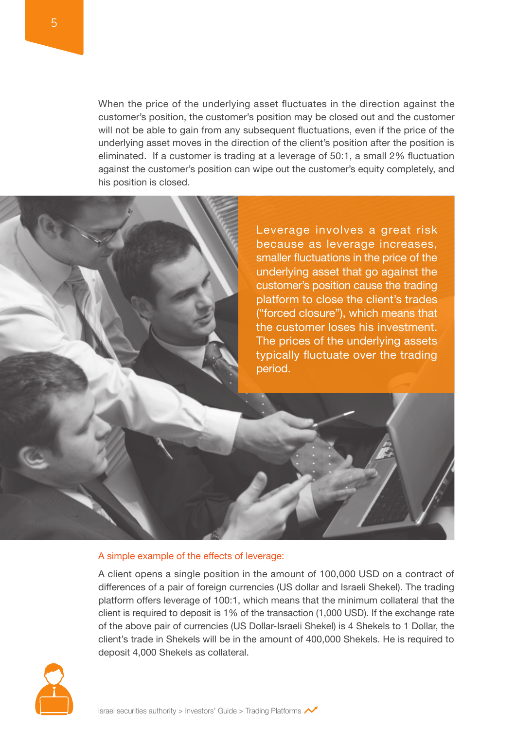When the price of the underlying asset fluctuates in the direction against the customer's position, the customer's position may be closed out and the customer will not be able to gain from any subsequent fluctuations, even if the price of the underlying asset moves in the direction of the client's position after the position is eliminated. If a customer is trading at a leverage of 50:1, a small 2% fluctuation against the customer's position can wipe out the customer's equity completely, and his position is closed.

> Leverage involves a great risk because as leverage increases, smaller fluctuations in the price of the underlying asset that go against the customer's position cause the trading platform to close the client's trades ("forced closure"), which means that the customer loses his investment. The prices of the underlying assets typically fluctuate over the trading period.

### A simple example of the effects of leverage:

A client opens a single position in the amount of 100,000 USD on a contract of differences of a pair of foreign currencies (US dollar and Israeli Shekel). The trading platform offers leverage of 100:1, which means that the minimum collateral that the client is required to deposit is 1% of the transaction (1,000 USD). If the exchange rate of the above pair of currencies (US Dollar-Israeli Shekel) is 4 Shekels to 1 Dollar, the client's trade in Shekels will be in the amount of 400,000 Shekels. He is required to deposit 4,000 Shekels as collateral.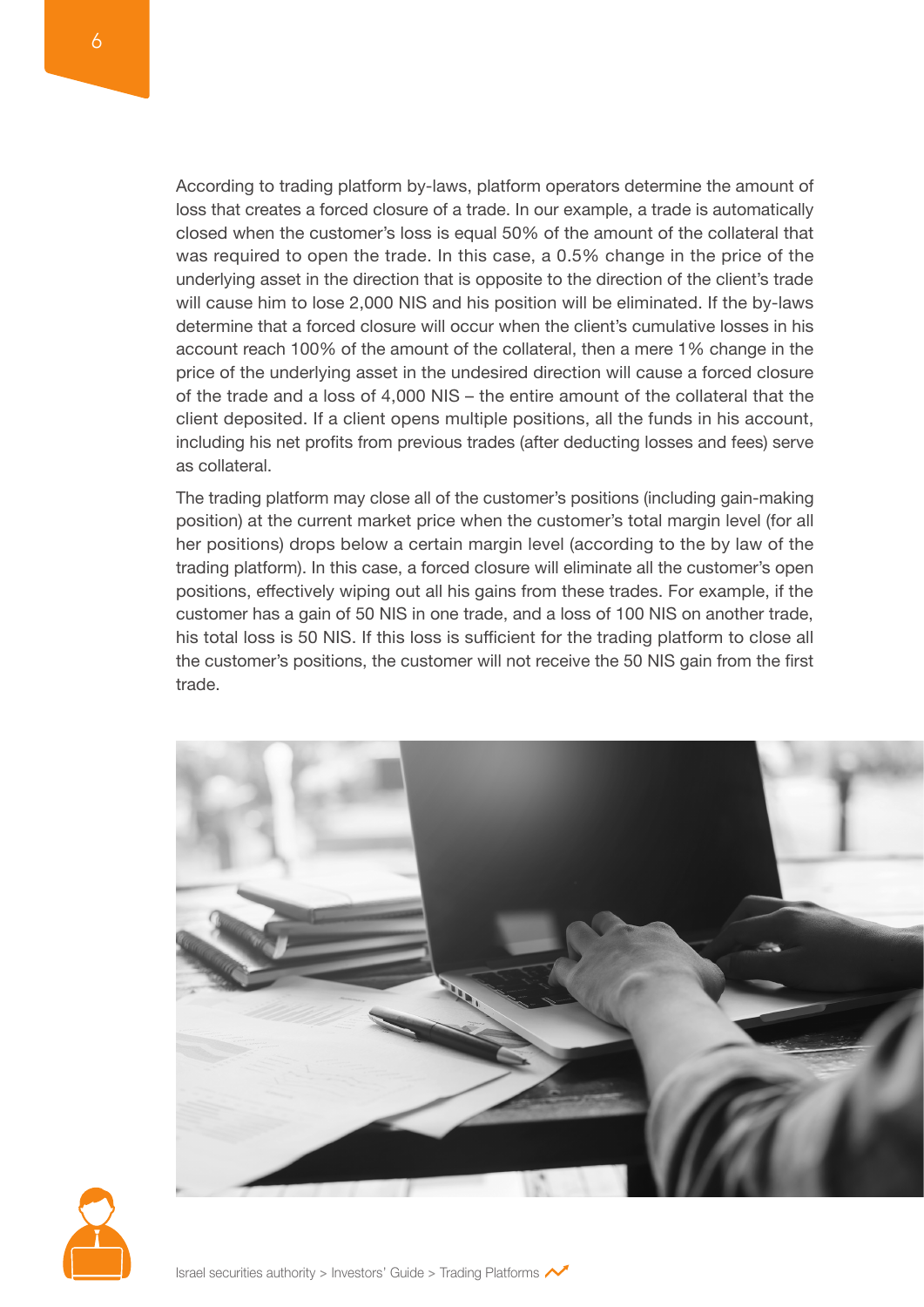According to trading platform by-laws, platform operators determine the amount of loss that creates a forced closure of a trade. In our example, a trade is automatically closed when the customer's loss is equal 50% of the amount of the collateral that was required to open the trade. In this case, a 0.5% change in the price of the underlying asset in the direction that is opposite to the direction of the client's trade will cause him to lose 2,000 NIS and his position will be eliminated. If the by-laws determine that a forced closure will occur when the client's cumulative losses in his account reach 100% of the amount of the collateral, then a mere 1% change in the price of the underlying asset in the undesired direction will cause a forced closure of the trade and a loss of 4,000 NIS – the entire amount of the collateral that the client deposited. If a client opens multiple positions, all the funds in his account, including his net profits from previous trades (after deducting losses and fees) serve as collateral.

The trading platform may close all of the customer's positions (including gain-making position) at the current market price when the customer's total margin level (for all her positions) drops below a certain margin level (according to the by law of the trading platform). In this case, a forced closure will eliminate all the customer's open positions, effectively wiping out all his gains from these trades. For example, if the customer has a gain of 50 NIS in one trade, and a loss of 100 NIS on another trade, his total loss is 50 NIS. If this loss is sufficient for the trading platform to close all the customer's positions, the customer will not receive the 50 NIS gain from the first trade.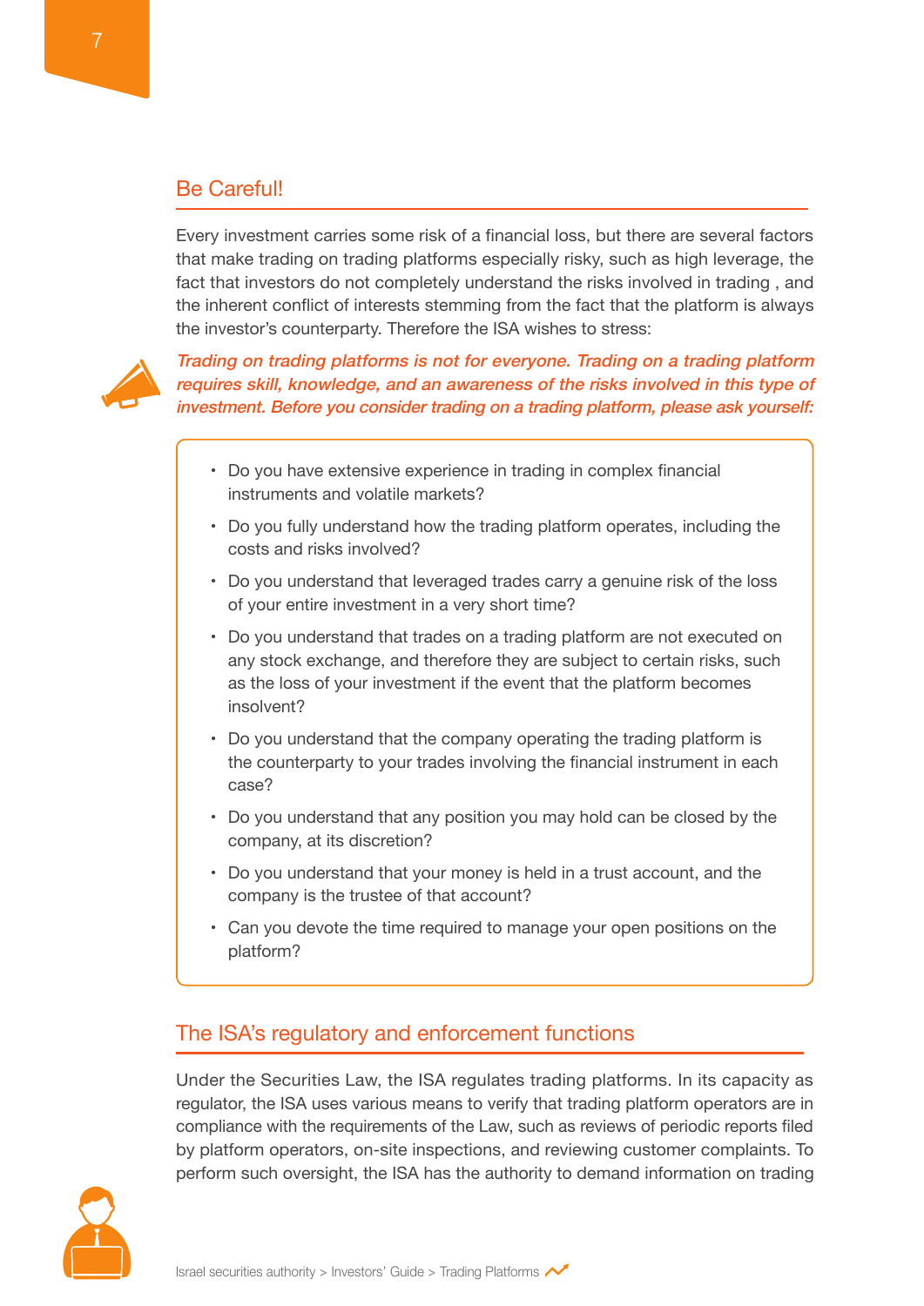## Be Careful!

Every investment carries some risk of a financial loss, but there are several factors that make trading on trading platforms especially risky, such as high leverage, the fact that investors do not completely understand the risks involved in trading , and the inherent conflict of interests stemming from the fact that the platform is always the investor's counterparty. Therefore the ISA wishes to stress:

***Trading on trading platforms is not for everyone. Trading on a trading platform requires skill, knowledge, and an awareness of the risks involved in this type of investment. Before you consider trading on a trading platform, please ask yourself:***

- Do you have extensive experience in trading in complex financial instruments and volatile markets?
- Do you fully understand how the trading platform operates, including the costs and risks involved?
- Do you understand that leveraged trades carry a genuine risk of the loss of your entire investment in a very short time?
- Do you understand that trades on a trading platform are not executed on any stock exchange, and therefore they are subject to certain risks, such as the loss of your investment if the event that the platform becomes insolvent?
- Do you understand that the company operating the trading platform is the counterparty to your trades involving the financial instrument in each case?
- Do you understand that any position you may hold can be closed by the company, at its discretion?
- Do you understand that your money is held in a trust account, and the company is the trustee of that account?
- Can you devote the time required to manage your open positions on the platform?

## The ISA's regulatory and enforcement functions

Under the Securities Law, the ISA regulates trading platforms. In its capacity as regulator, the ISA uses various means to verify that trading platform operators are in compliance with the requirements of the Law, such as reviews of periodic reports filed by platform operators, on-site inspections, and reviewing customer complaints. To perform such oversight, the ISA has the authority to demand information on trading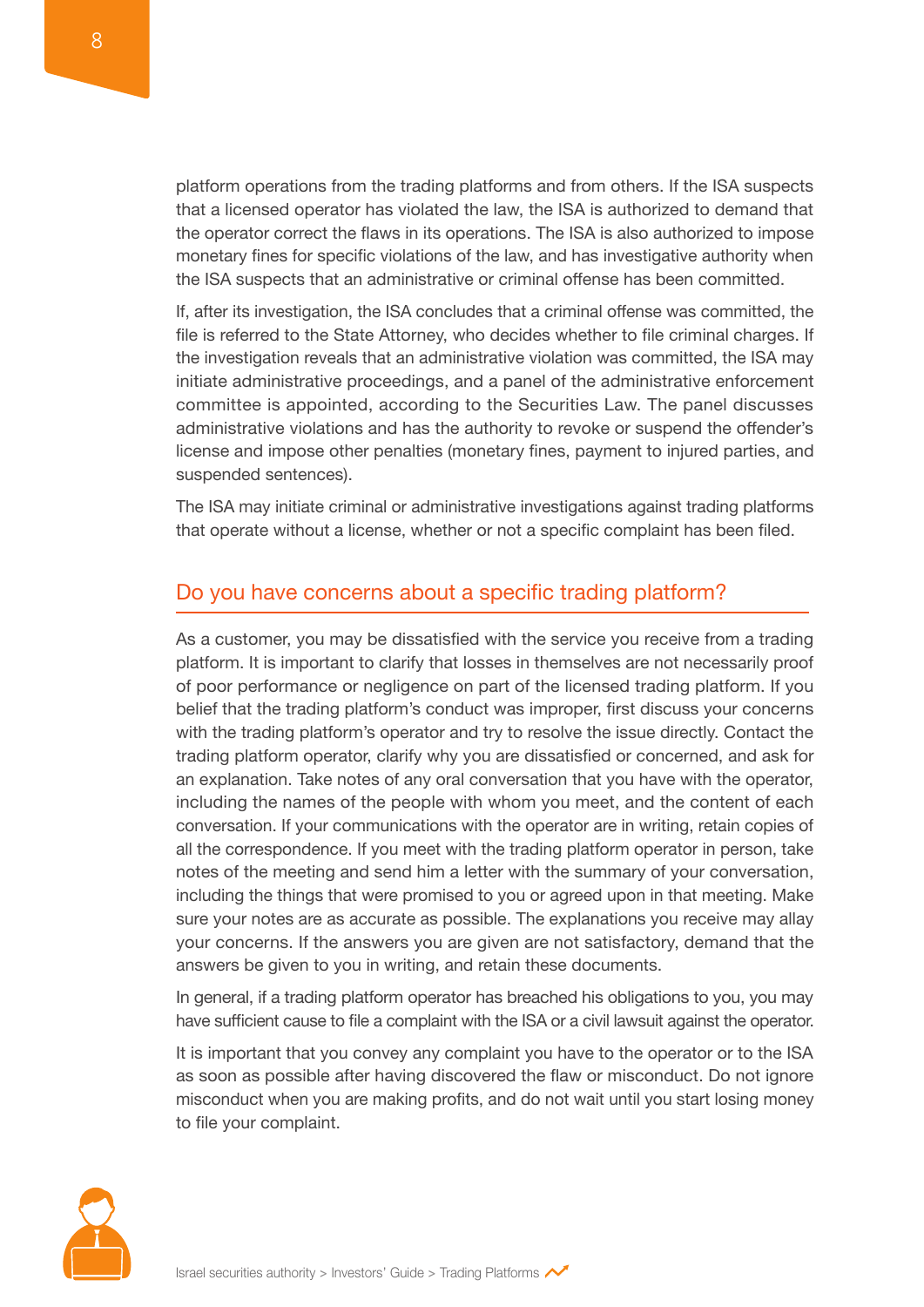platform operations from the trading platforms and from others. If the ISA suspects that a licensed operator has violated the law, the ISA is authorized to demand that the operator correct the flaws in its operations. The ISA is also authorized to impose monetary fines for specific violations of the law, and has investigative authority when the ISA suspects that an administrative or criminal offense has been committed.

If, after its investigation, the ISA concludes that a criminal offense was committed, the file is referred to the State Attorney, who decides whether to file criminal charges. If the investigation reveals that an administrative violation was committed, the ISA may initiate administrative proceedings, and a panel of the administrative enforcement committee is appointed, according to the Securities Law. The panel discusses administrative violations and has the authority to revoke or suspend the offender's license and impose other penalties (monetary fines, payment to injured parties, and suspended sentences).

The ISA may initiate criminal or administrative investigations against trading platforms that operate without a license, whether or not a specific complaint has been filed.

## Do you have concerns about a specific trading platform?

As a customer, you may be dissatisfied with the service you receive from a trading platform. It is important to clarify that losses in themselves are not necessarily proof of poor performance or negligence on part of the licensed trading platform. If you belief that the trading platform's conduct was improper, first discuss your concerns with the trading platform's operator and try to resolve the issue directly. Contact the trading platform operator, clarify why you are dissatisfied or concerned, and ask for an explanation. Take notes of any oral conversation that you have with the operator, including the names of the people with whom you meet, and the content of each conversation. If your communications with the operator are in writing, retain copies of all the correspondence. If you meet with the trading platform operator in person, take notes of the meeting and send him a letter with the summary of your conversation, including the things that were promised to you or agreed upon in that meeting. Make sure your notes are as accurate as possible. The explanations you receive may allay your concerns. If the answers you are given are not satisfactory, demand that the answers be given to you in writing, and retain these documents.

In general, if a trading platform operator has breached his obligations to you, you may have sufficient cause to file a complaint with the ISA or a civil lawsuit against the operator.

It is important that you convey any complaint you have to the operator or to the ISA as soon as possible after having discovered the flaw or misconduct. Do not ignore misconduct when you are making profits, and do not wait until you start losing money to file your complaint.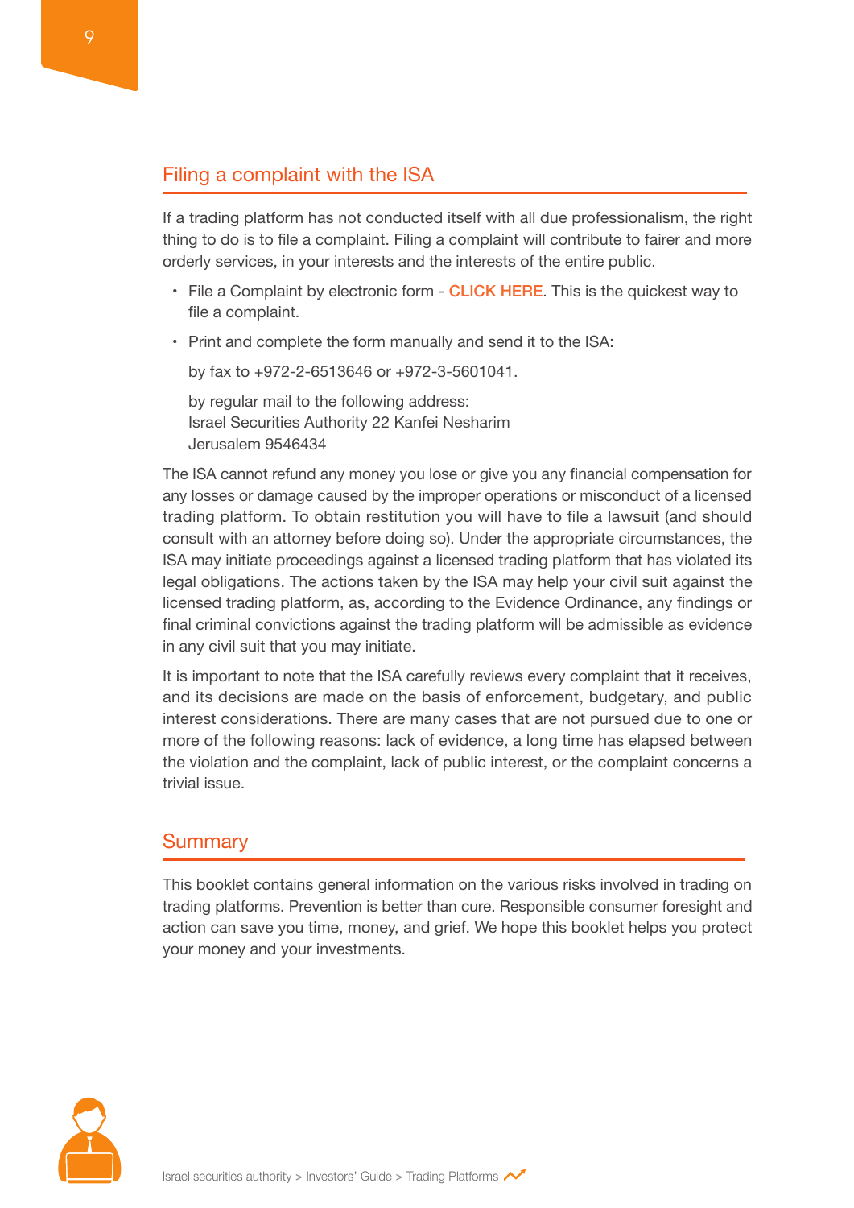## Filing a complaint with the ISA

If a trading platform has not conducted itself with all due professionalism, the right thing to do is to file a complaint. Filing a complaint will contribute to fairer and more orderly services, in your interests and the interests of the entire public.

- File a Complaint by electronic form - **CLICK HERE**. This is the quickest way to file a complaint.
- Print and complete the form manually and send it to the ISA:

  by fax to +972-2-6513646 or +972-3-5601041.

  by regular mail to the following address:
  Israel Securities Authority 22 Kanfei Nesharim
  Jerusalem 9546434

The ISA cannot refund any money you lose or give you any financial compensation for any losses or damage caused by the improper operations or misconduct of a licensed trading platform. To obtain restitution you will have to file a lawsuit (and should consult with an attorney before doing so). Under the appropriate circumstances, the ISA may initiate proceedings against a licensed trading platform that has violated its legal obligations. The actions taken by the ISA may help your civil suit against the licensed trading platform, as, according to the Evidence Ordinance, any findings or final criminal convictions against the trading platform will be admissible as evidence in any civil suit that you may initiate.

It is important to note that the ISA carefully reviews every complaint that it receives, and its decisions are made on the basis of enforcement, budgetary, and public interest considerations. There are many cases that are not pursued due to one or more of the following reasons: lack of evidence, a long time has elapsed between the violation and the complaint, lack of public interest, or the complaint concerns a trivial issue.

## Summary

This booklet contains general information on the various risks involved in trading on trading platforms. Prevention is better than cure. Responsible consumer foresight and action can save you time, money, and grief. We hope this booklet helps you protect your money and your investments.